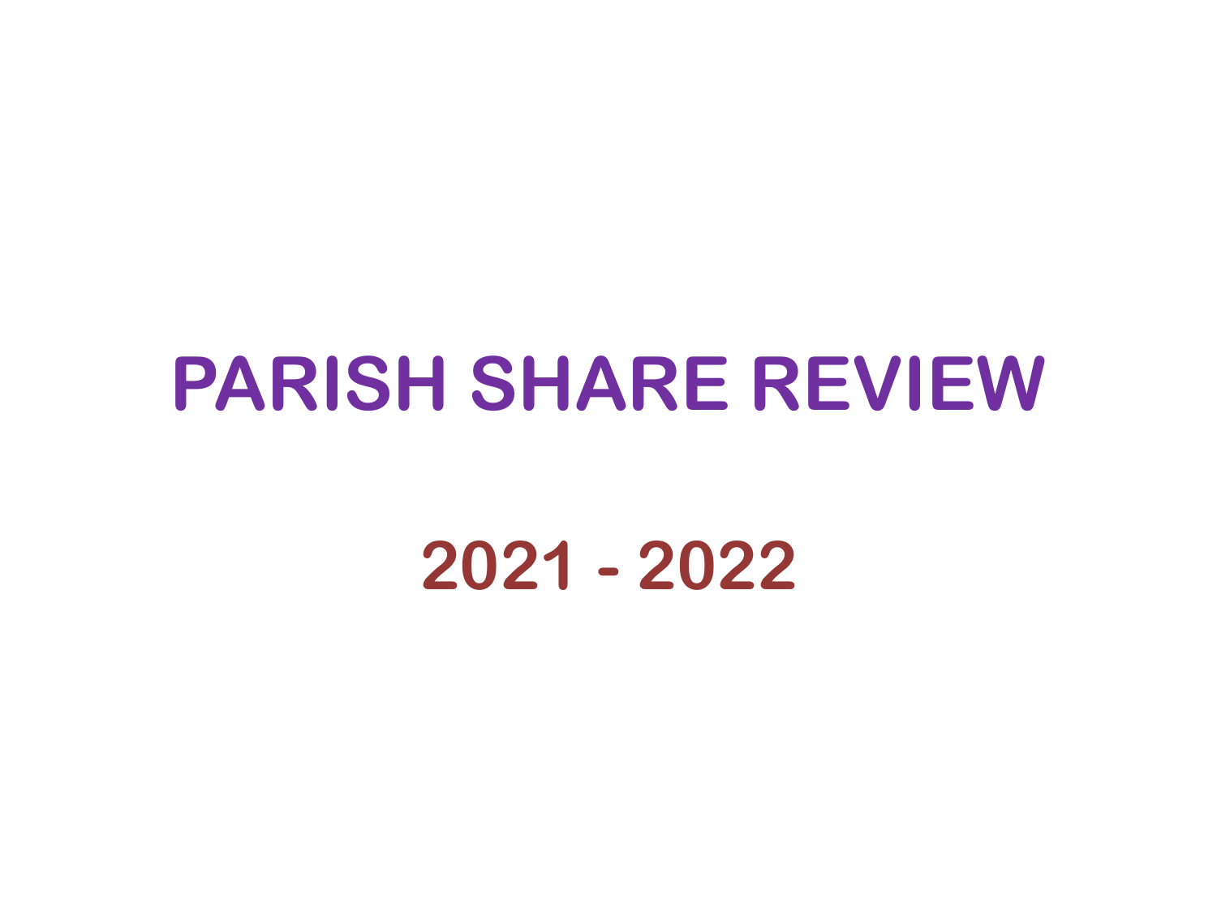# PARISH SHARE REVIEW

## 2021 - 2022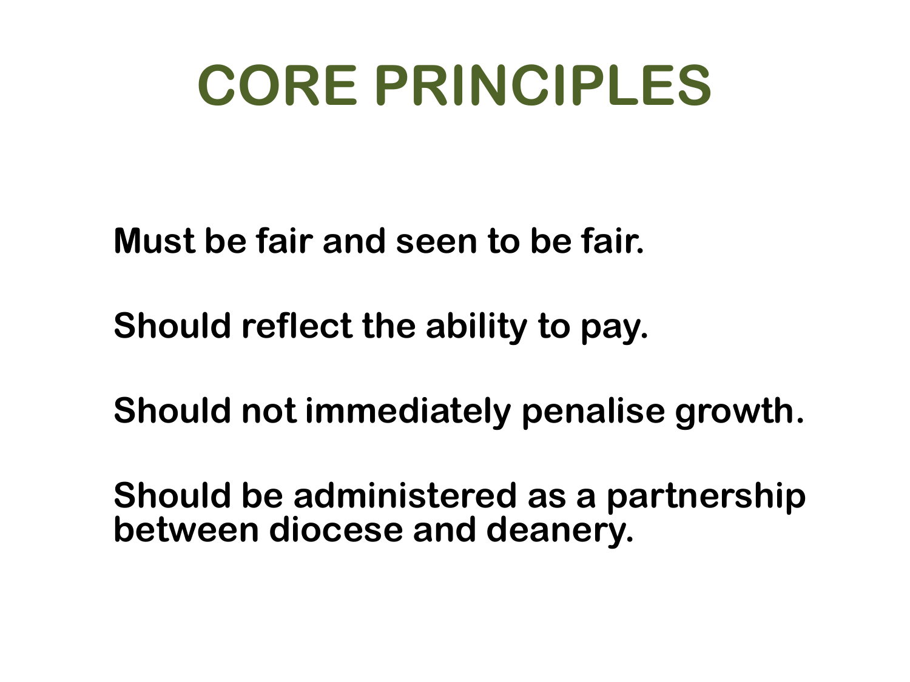# CORE PRINCIPLES

**Must be fair and seen to be fair.**

**Should reflect the ability to pay.**

**Should not immediately penalise growth.**

**Should be administered as a partnership between diocese and deanery.**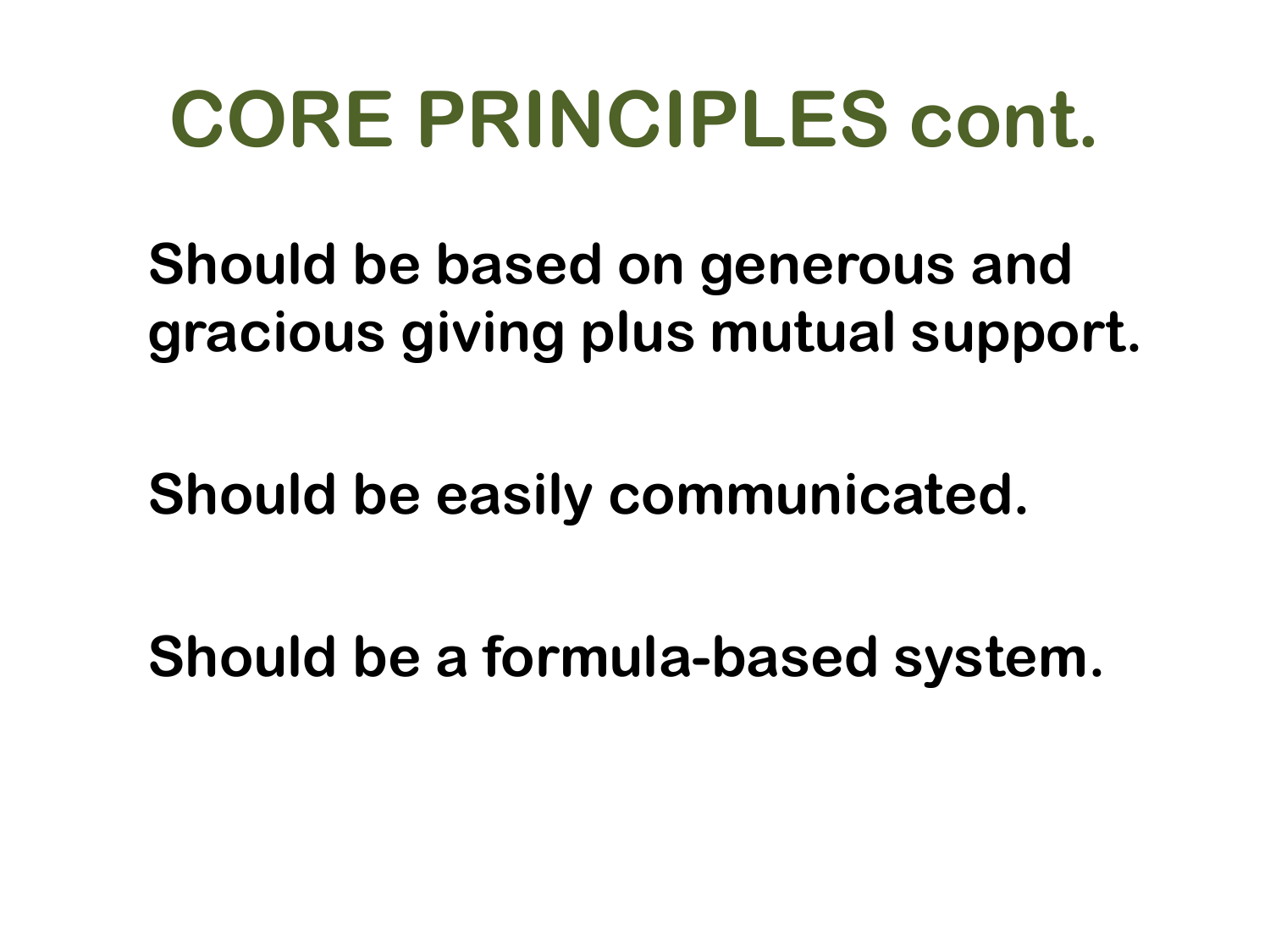# CORE PRINCIPLES cont.

**Should be based on generous and gracious giving plus mutual support.**

**Should be easily communicated.**

**Should be a formula-based system.**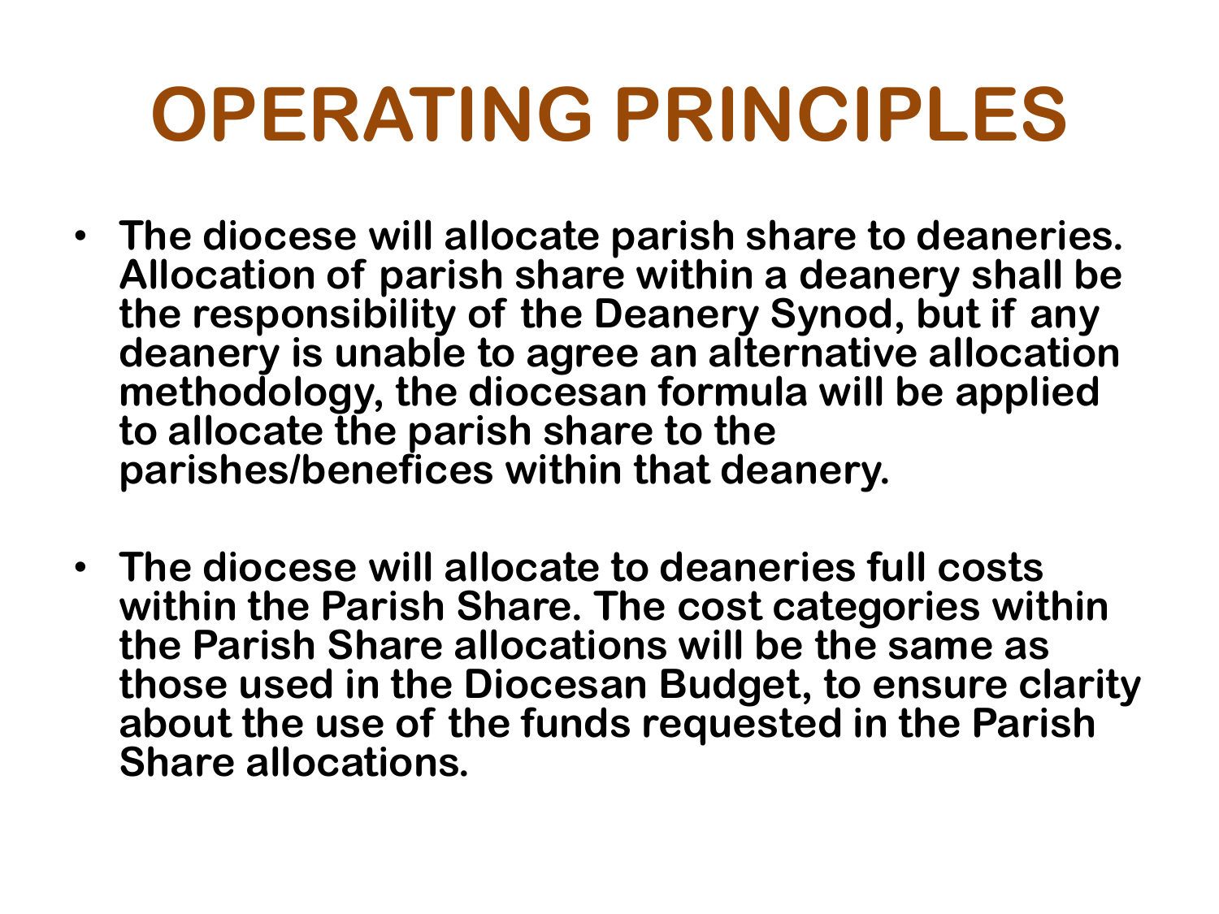# OPERATING PRINCIPLES

- **The diocese will allocate parish share to deaneries. Allocation of parish share within a deanery shall be the responsibility of the Deanery Synod, but if any deanery is unable to agree an alternative allocation methodology, the diocesan formula will be applied to allocate the parish share to the parishes/benefices within that deanery.**

- **The diocese will allocate to deaneries full costs within the Parish Share. The cost categories within the Parish Share allocations will be the same as those used in the Diocesan Budget, to ensure clarity about the use of the funds requested in the Parish Share allocations.**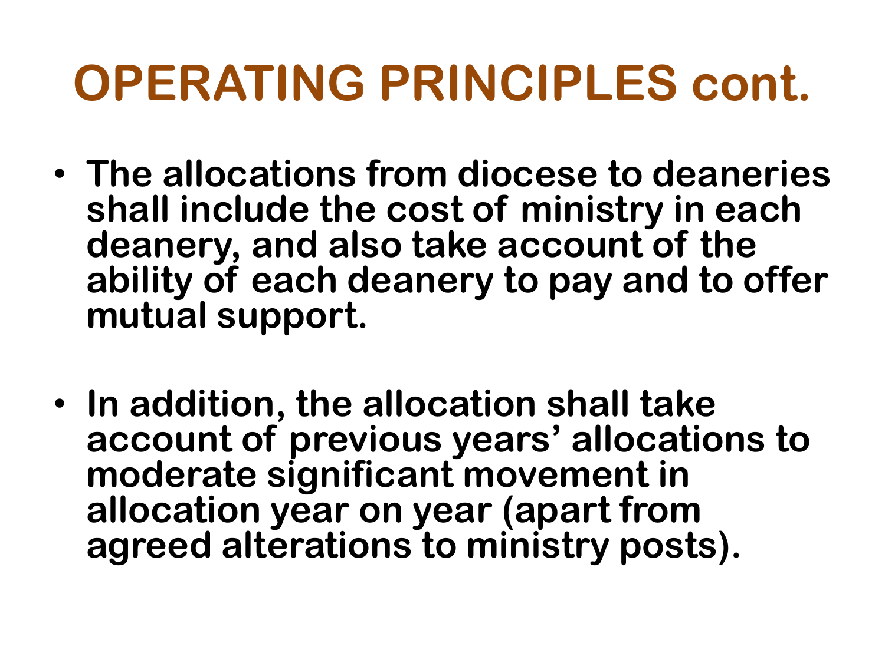# OPERATING PRINCIPLES cont.

- **The allocations from diocese to deaneries shall include the cost of ministry in each deanery, and also take account of the ability of each deanery to pay and to offer mutual support.**

- **In addition, the allocation shall take account of previous years' allocations to moderate significant movement in allocation year on year (apart from agreed alterations to ministry posts).**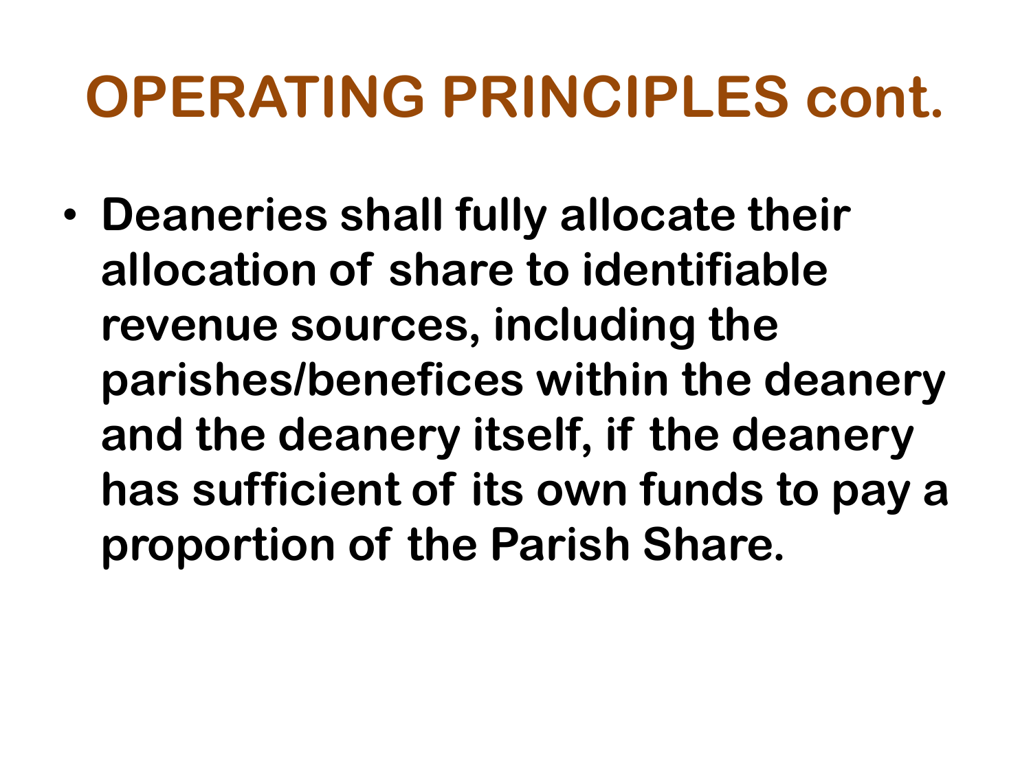# OPERATING PRINCIPLES cont.

- **Deaneries shall fully allocate their allocation of share to identifiable revenue sources, including the parishes/benefices within the deanery and the deanery itself, if the deanery has sufficient of its own funds to pay a proportion of the Parish Share.**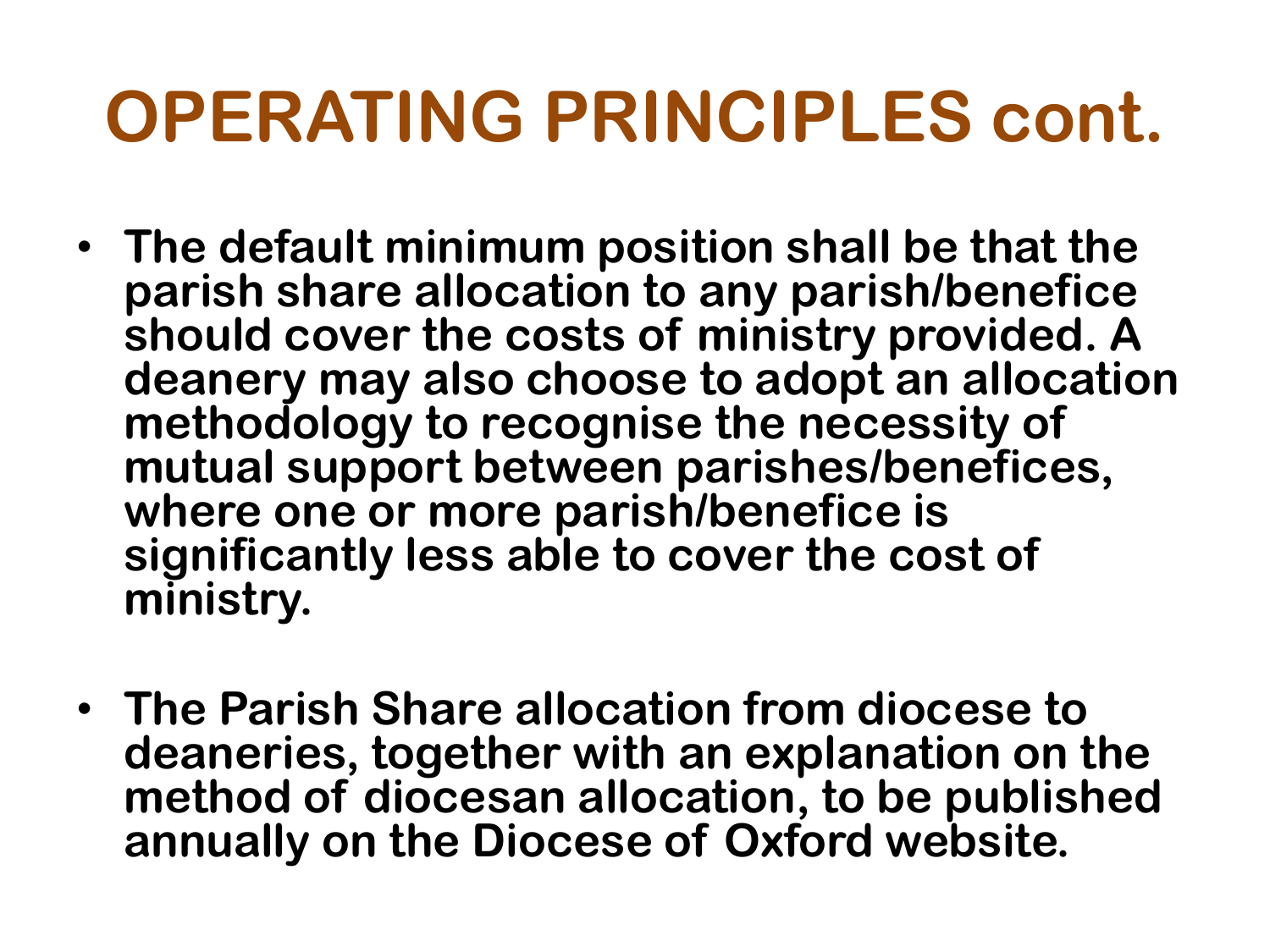# OPERATING PRINCIPLES cont.

- **The default minimum position shall be that the parish share allocation to any parish/benefice should cover the costs of ministry provided. A deanery may also choose to adopt an allocation methodology to recognise the necessity of mutual support between parishes/benefices, where one or more parish/benefice is significantly less able to cover the cost of ministry.**

- **The Parish Share allocation from diocese to deaneries, together with an explanation on the method of diocesan allocation, to be published annually on the Diocese of Oxford website.**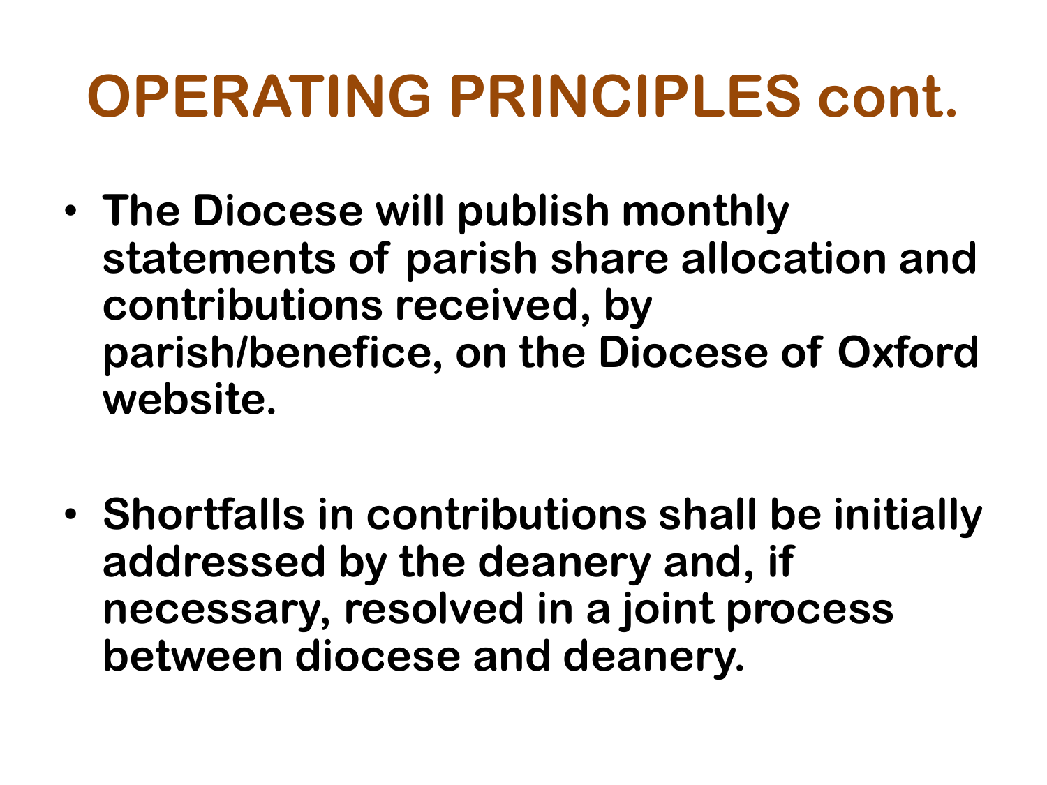# OPERATING PRINCIPLES cont.

- **The Diocese will publish monthly statements of parish share allocation and contributions received, by parish/benefice, on the Diocese of Oxford website.**

- **Shortfalls in contributions shall be initially addressed by the deanery and, if necessary, resolved in a joint process between diocese and deanery.**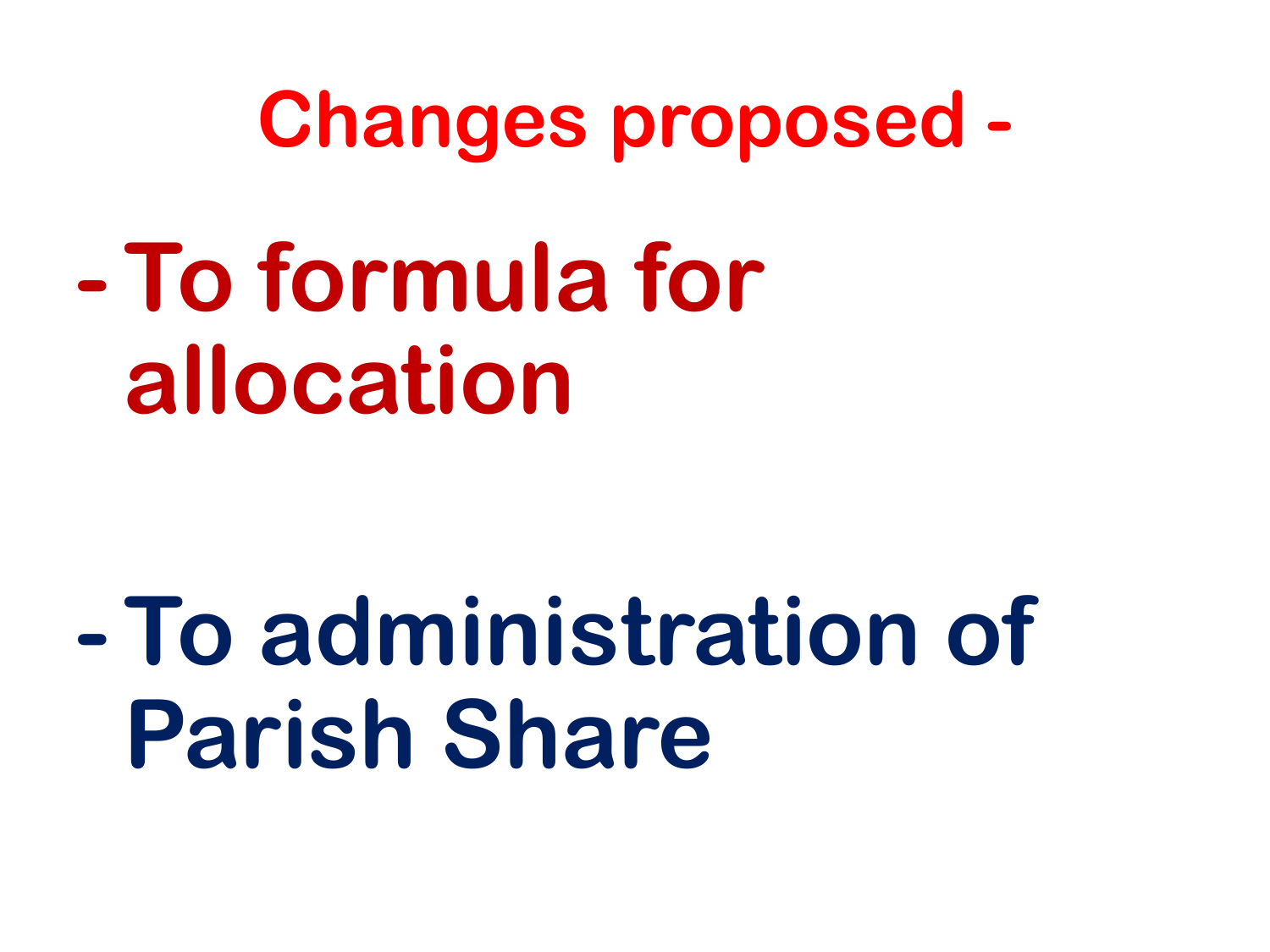# Changes proposed -

- To formula for allocation

- To administration of Parish Share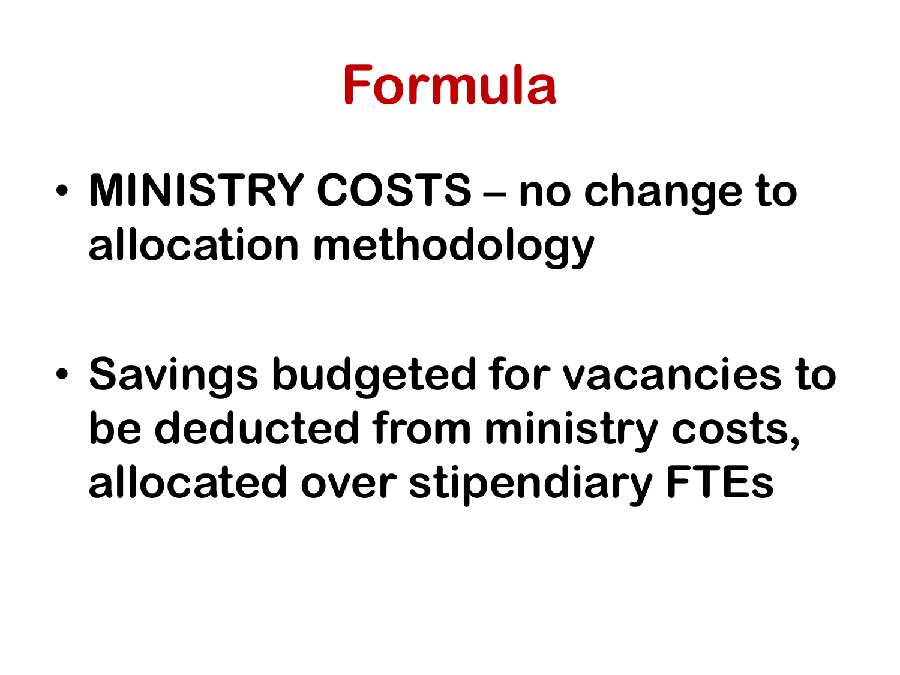# Formula

- **MINISTRY COSTS – no change to allocation methodology**

- **Savings budgeted for vacancies to be deducted from ministry costs, allocated over stipendiary FTEs**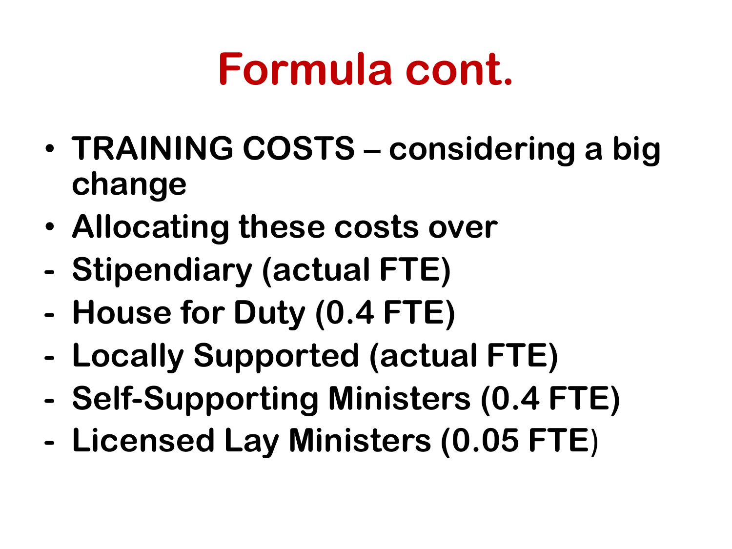# Formula cont.

- **TRAINING COSTS – considering a big change**
- **Allocating these costs over**
  - **Stipendiary (actual FTE)**
  - **House for Duty (0.4 FTE)**
  - **Locally Supported (actual FTE)**
  - **Self-Supporting Ministers (0.4 FTE)**
  - **Licensed Lay Ministers (0.05 FTE)**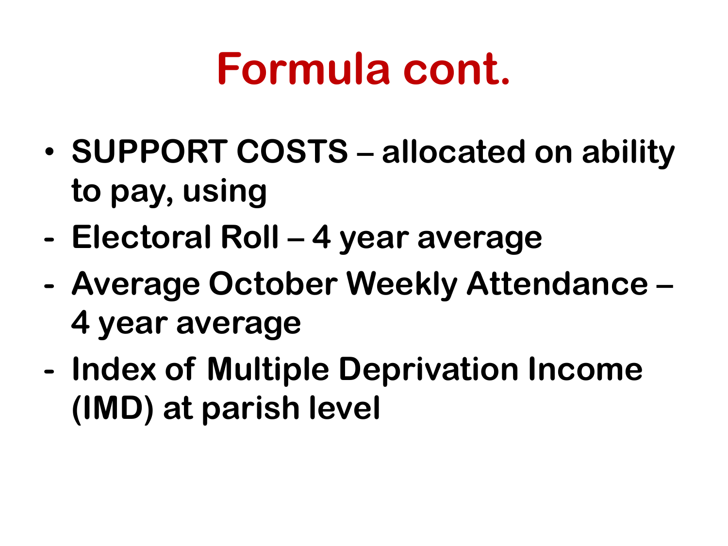# Formula cont.

- **SUPPORT COSTS – allocated on ability to pay, using**

- **Electoral Roll – 4 year average**
- **Average October Weekly Attendance – 4 year average**
- **Index of Multiple Deprivation Income (IMD) at parish level**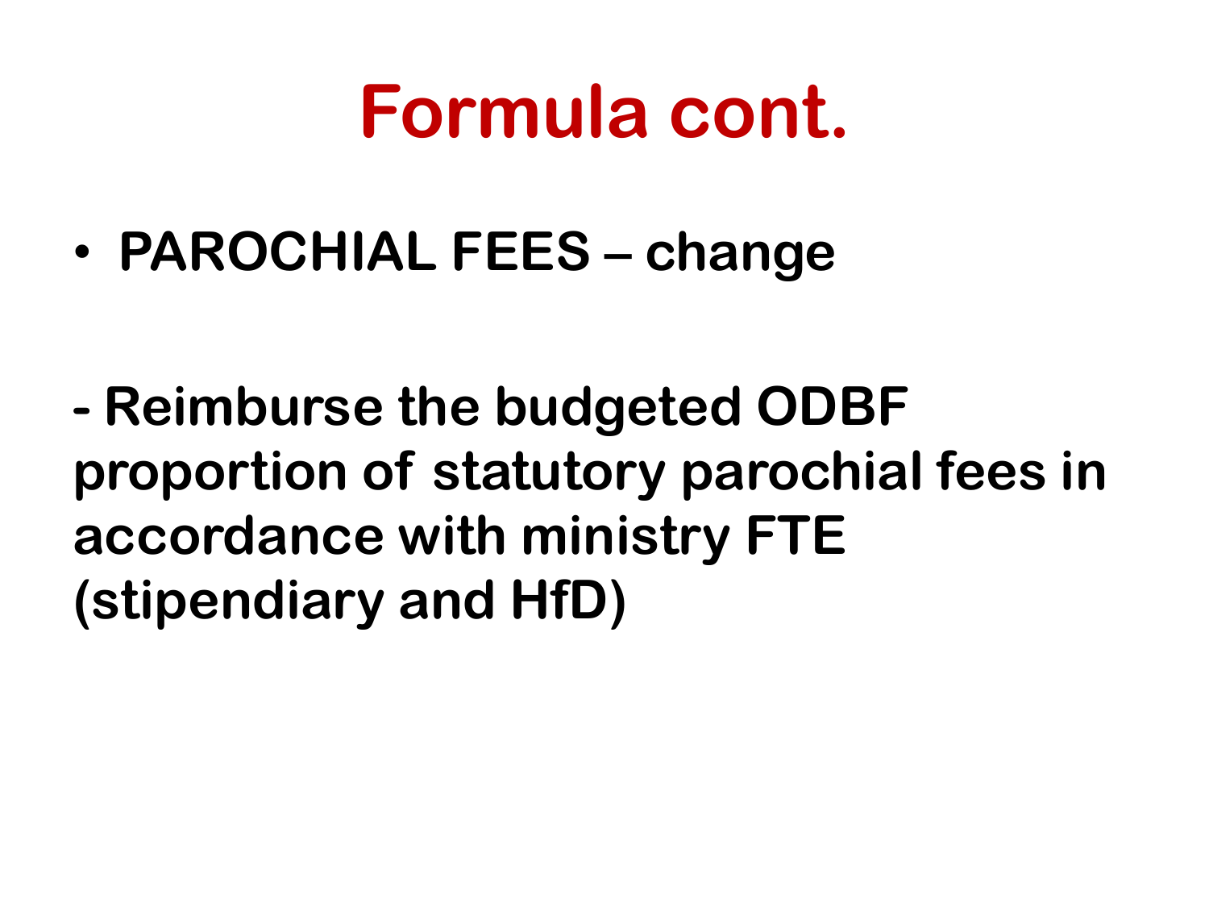# Formula cont.

- **PAROCHIAL FEES – change**

**- Reimburse the budgeted ODBF proportion of statutory parochial fees in accordance with ministry FTE (stipendiary and HfD)**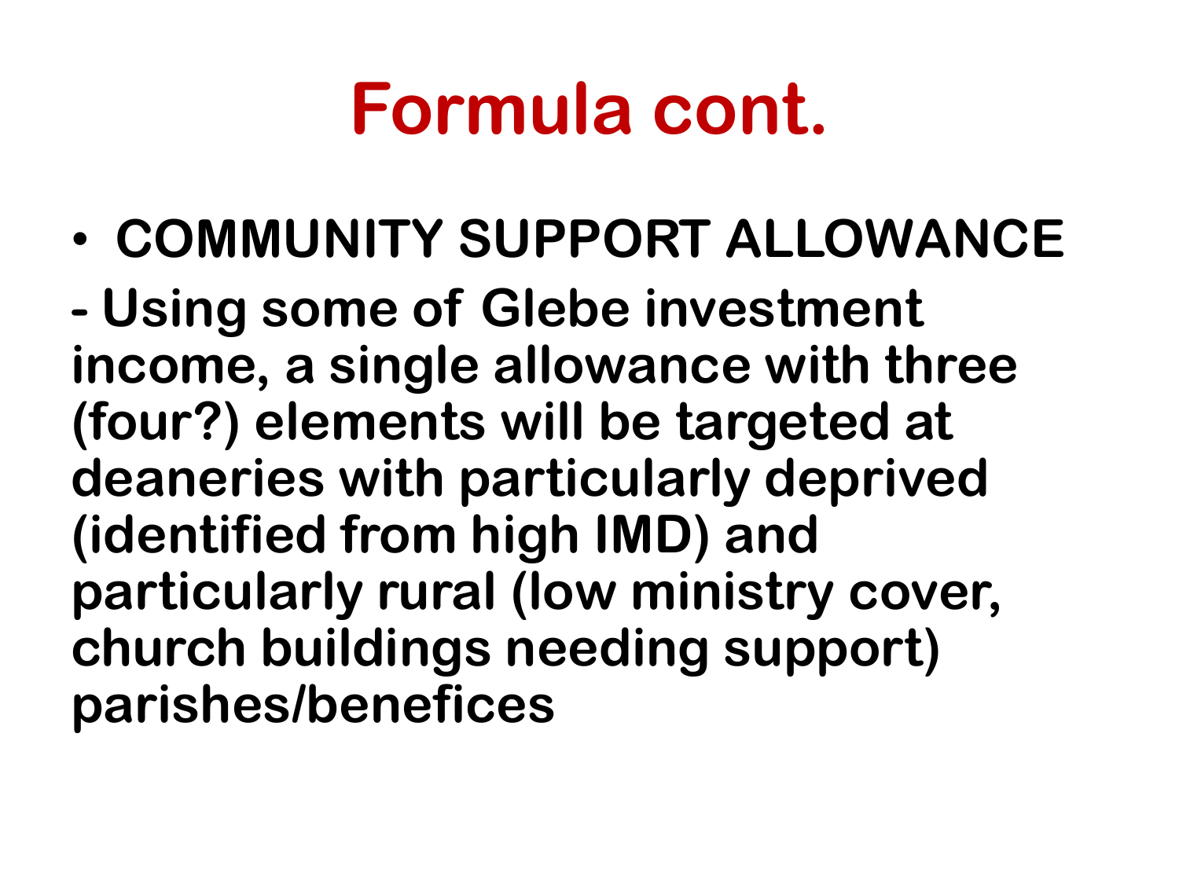# Formula cont.

- **COMMUNITY SUPPORT ALLOWANCE**

**- Using some of Glebe investment income, a single allowance with three (four?) elements will be targeted at deaneries with particularly deprived (identified from high IMD) and particularly rural (low ministry cover, church buildings needing support) parishes/benefices**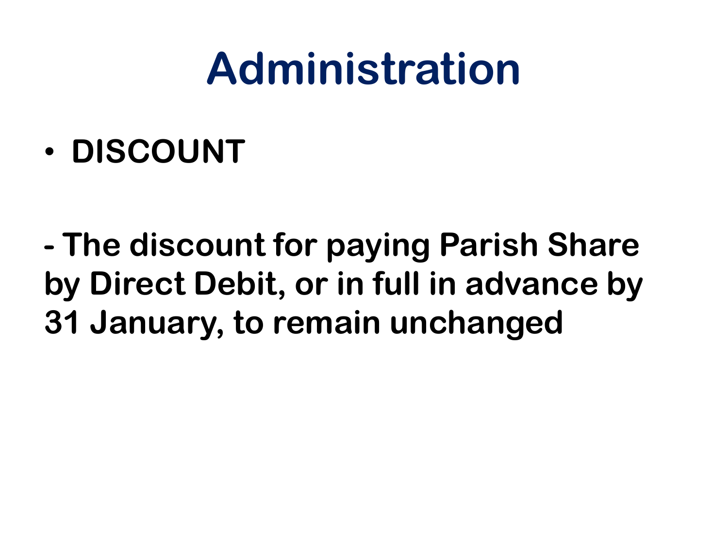# Administration

- **DISCOUNT**

**- The discount for paying Parish Share by Direct Debit, or in full in advance by 31 January, to remain unchanged**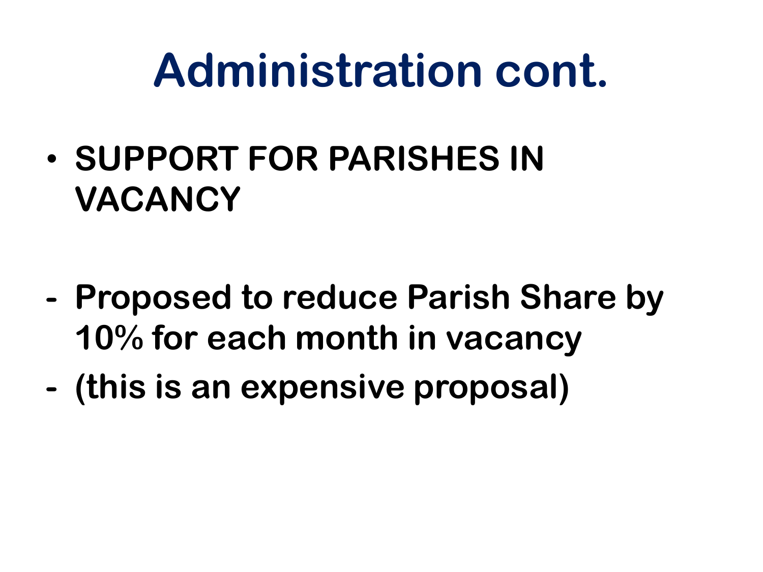# Administration cont.

- **SUPPORT FOR PARISHES IN VACANCY**

- **Proposed to reduce Parish Share by 10% for each month in vacancy**
- **(this is an expensive proposal)**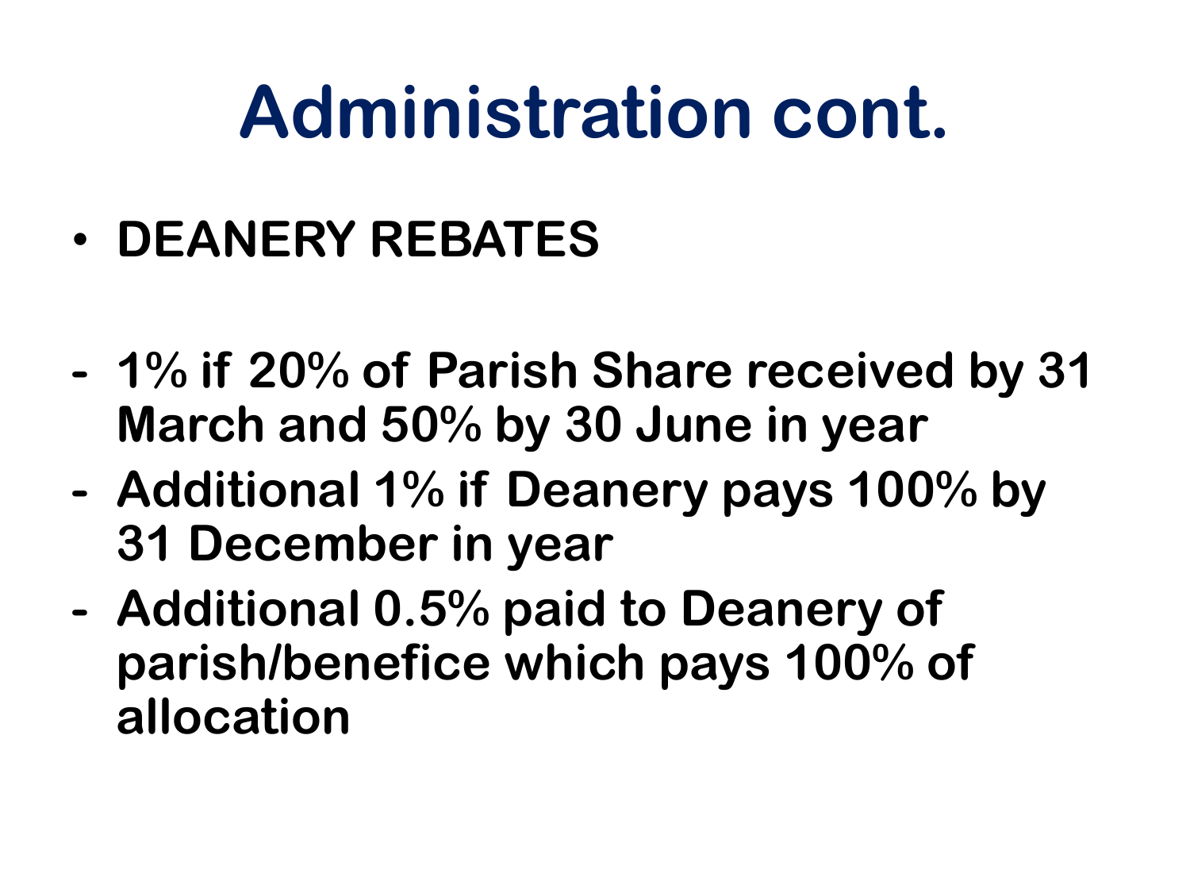# Administration cont.

- **DEANER REBATES**

- **1% if 20% of Parish Share received by 31 March and 50% by 30 June in year**
- **Additional 1% if Deanery pays 100% by 31 December in year**
- **Additional 0.5% paid to Deanery of parish/benefice which pays 100% of allocation**

# Administration cont.

- **DEANERY REBATES**

- **1% if 20% of Parish Share received by 31 March and 50% by 30 June in year**
- **Additional 1% if Deanery pays 100% by 31 December in year**
- **Additional 0.5% paid to Deanery of parish/benefice which pays 100% of allocation**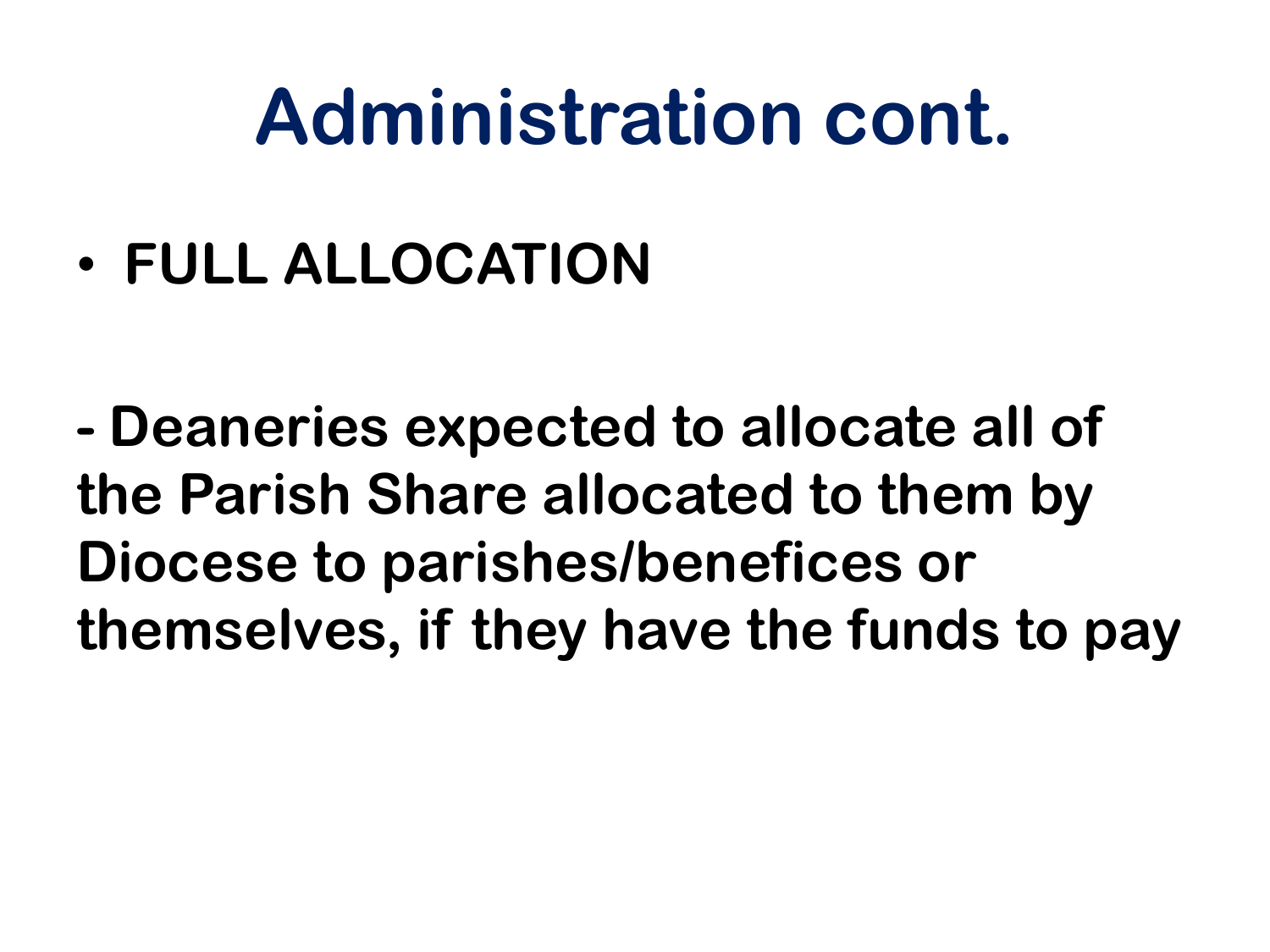# Administration cont.

- **FULL ALLOCATION**

**- Deaneries expected to allocate all of the Parish Share allocated to them by Diocese to parishes/benefices or themselves, if they have the funds to pay**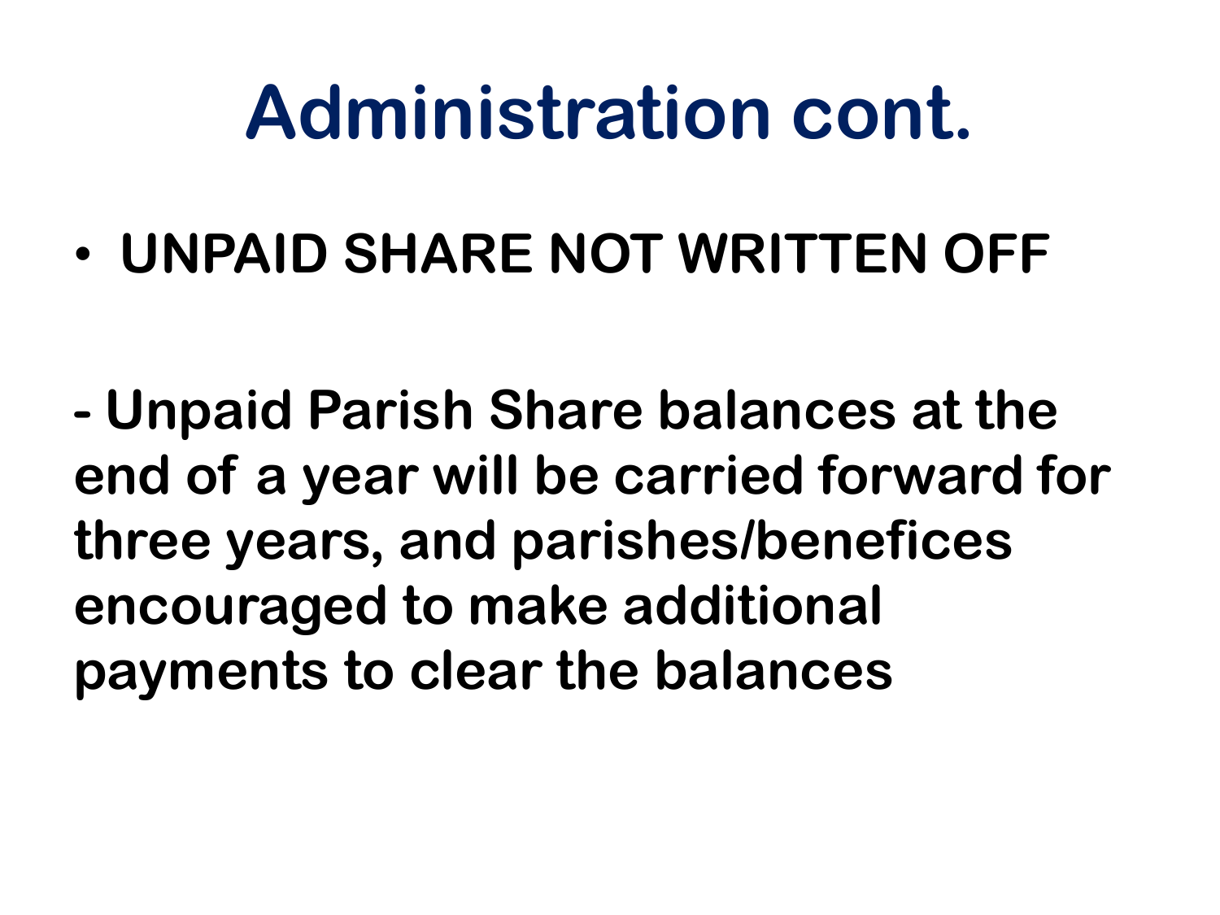# Administration cont.

- **UNPAID SHARE NOT WRITTEN OFF**

**- Unpaid Parish Share balances at the end of a year will be carried forward for three years, and parishes/benefices encouraged to make additional payments to clear the balances**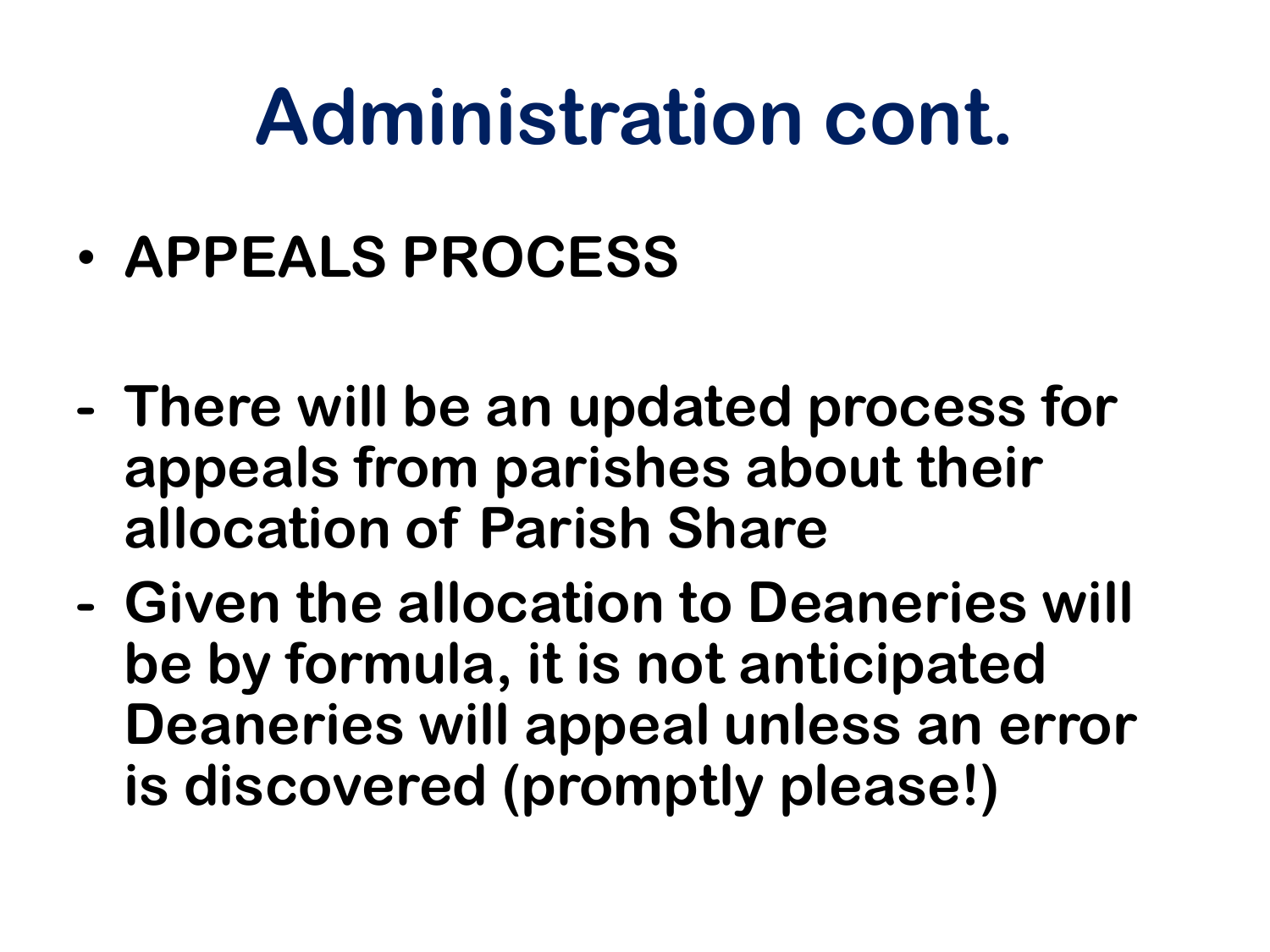# Administration cont.

- **APPEALS PROCESS**

- **There will be an updated process for appeals from parishes about their allocation of Parish Share**
- **Given the allocation to Deaneries will be by formula, it is not anticipated Deaneries will appeal unless an error is discovered (promptly please!)**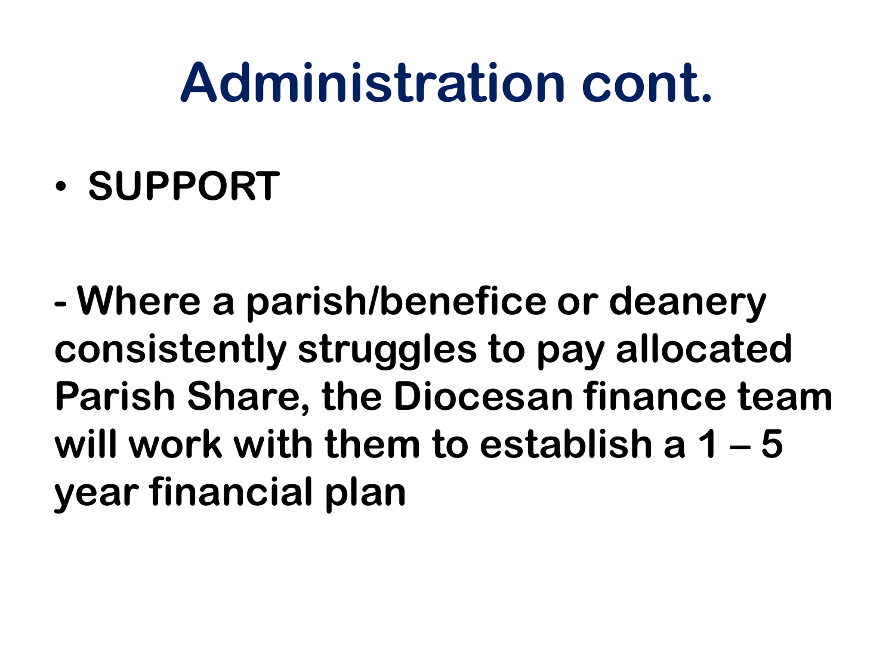# Administration cont.

- **SUPPORT**

**- Where a parish/benefice or deanery consistently struggles to pay allocated Parish Share, the Diocesan finance team will work with them to establish a 1 – 5 year financial plan**